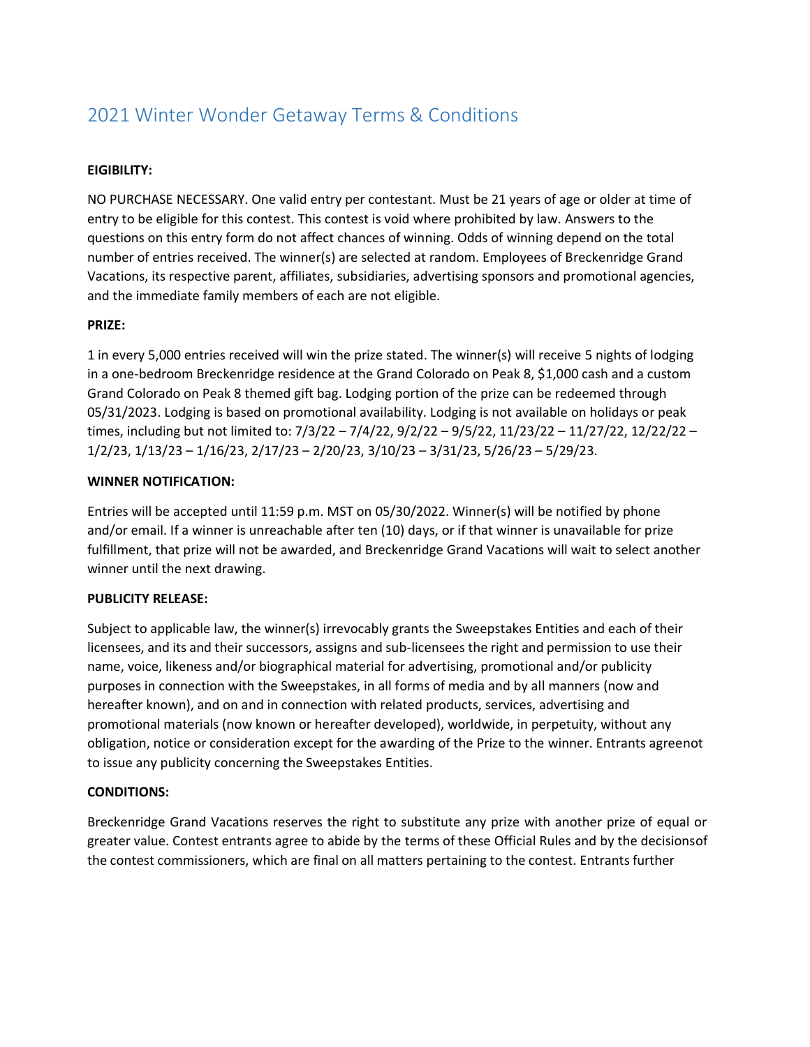# 2021 Winter Wonder Getaway Terms & Conditions

**EIGIBILITY:**

NO PURCHASE NECESSARY. One valid entry per contestant. Must be 21 years of age or older at time of entry to be eligible for this contest. This contest is void where prohibited by law. Answers to the questions on this entry form do not affect chances of winning. Odds of winning depend on the total number of entries received. The winner(s) are selected at random. Employees of Breckenridge Grand Vacations, its respective parent, affiliates, subsidiaries, advertising sponsors and promotional agencies, and the immediate family members of each are not eligible.

**PRIZE:**

1 in every 5,000 entries received will win the prize stated. The winner(s) will receive 5 nights of lodging in a one-bedroom Breckenridge residence at the Grand Colorado on Peak 8, $1,000 cash and a custom Grand Colorado on Peak 8 themed gift bag. Lodging portion of the prize can be redeemed through 05/31/2023. Lodging is based on promotional availability. Lodging is not available on holidays or peak times, including but not limited to: 7/3/22 – 7/4/22, 9/2/22 – 9/5/22, 11/23/22 – 11/27/22, 12/22/22 – 1/2/23, 1/13/23 – 1/16/23, 2/17/23 – 2/20/23, 3/10/23 – 3/31/23, 5/26/23 – 5/29/23.

**WINNER NOTIFICATION:**

Entries will be accepted until 11:59 p.m. MST on 05/30/2022. Winner(s) will be notified by phone and/or email. If a winner is unreachable after ten (10) days, or if that winner is unavailable for prize fulfillment, that prize will not be awarded, and Breckenridge Grand Vacations will wait to select another winner until the next drawing.

**PUBLICITY RELEASE:**

Subject to applicable law, the winner(s) irrevocably grants the Sweepstakes Entities and each of their licensees, and its and their successors, assigns and sub-licensees the right and permission to use their name, voice, likeness and/or biographical material for advertising, promotional and/or publicity purposes in connection with the Sweepstakes, in all forms of media and by all manners (now and hereafter known), and on and in connection with related products, services, advertising and promotional materials (now known or hereafter developed), worldwide, in perpetuity, without any obligation, notice or consideration except for the awarding of the Prize to the winner. Entrants agreenot to issue any publicity concerning the Sweepstakes Entities.

**CONDITIONS:**

Breckenridge Grand Vacations reserves the right to substitute any prize with another prize of equal or greater value. Contest entrants agree to abide by the terms of these Official Rules and by the decisionsof the contest commissioners, which are final on all matters pertaining to the contest. Entrants further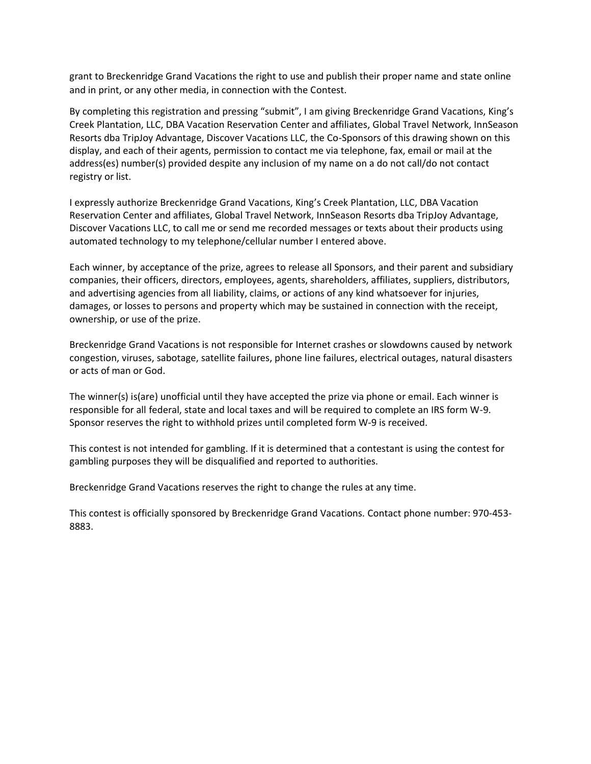grant to Breckenridge Grand Vacations the right to use and publish their proper name and state online and in print, or any other media, in connection with the Contest.

By completing this registration and pressing "submit", I am giving Breckenridge Grand Vacations, King's Creek Plantation, LLC, DBA Vacation Reservation Center and affiliates, Global Travel Network, InnSeason Resorts dba TripJoy Advantage, Discover Vacations LLC, the Co-Sponsors of this drawing shown on this display, and each of their agents, permission to contact me via telephone, fax, email or mail at the address(es) number(s) provided despite any inclusion of my name on a do not call/do not contact registry or list.

I expressly authorize Breckenridge Grand Vacations, King's Creek Plantation, LLC, DBA Vacation Reservation Center and affiliates, Global Travel Network, InnSeason Resorts dba TripJoy Advantage, Discover Vacations LLC, to call me or send me recorded messages or texts about their products using automated technology to my telephone/cellular number I entered above.

Each winner, by acceptance of the prize, agrees to release all Sponsors, and their parent and subsidiary companies, their officers, directors, employees, agents, shareholders, affiliates, suppliers, distributors, and advertising agencies from all liability, claims, or actions of any kind whatsoever for injuries, damages, or losses to persons and property which may be sustained in connection with the receipt, ownership, or use of the prize.

Breckenridge Grand Vacations is not responsible for Internet crashes or slowdowns caused by network congestion, viruses, sabotage, satellite failures, phone line failures, electrical outages, natural disasters or acts of man or God.

The winner(s) is(are) unofficial until they have accepted the prize via phone or email. Each winner is responsible for all federal, state and local taxes and will be required to complete an IRS form W-9. Sponsor reserves the right to withhold prizes until completed form W-9 is received.

This contest is not intended for gambling. If it is determined that a contestant is using the contest for gambling purposes they will be disqualified and reported to authorities.

Breckenridge Grand Vacations reserves the right to change the rules at any time.

This contest is officially sponsored by Breckenridge Grand Vacations. Contact phone number: 970-453-8883.